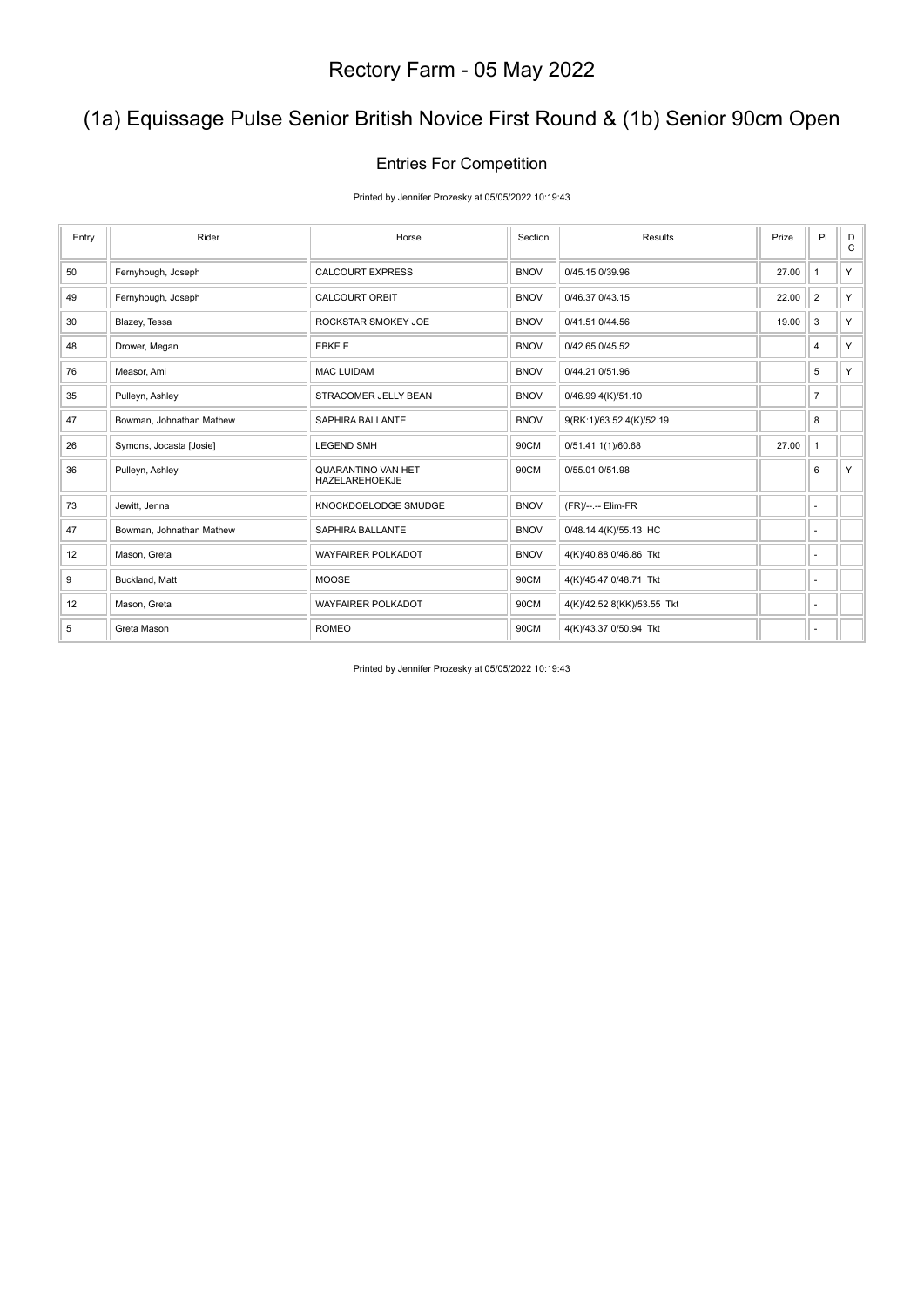# Rectory Farm - 05 May 2022

## (1a) Equissage Pulse Senior British Novice First Round & (1b) Senior 90cm Open

### Entries For Competition

Printed by Jennifer Prozesky at 05/05/2022 10:19:43

| Entry | Rider | Horse | Section | Results | Prize | Pl | DC |
|---|---|---|---|---|---|---|---|
| 50 | Fernyhough, Joseph | CALCOURT EXPRESS | BNOV | 0/45.15 0/39.96 | 27.00 | 1 | Y |
| 49 | Fernyhough, Joseph | CALCOURT ORBIT | BNOV | 0/46.37 0/43.15 | 22.00 | 2 | Y |
| 30 | Blazey, Tessa | ROCKSTAR SMOKEY JOE | BNOV | 0/41.51 0/44.56 | 19.00 | 3 | Y |
| 48 | Drower, Megan | EBKE E | BNOV | 0/42.65 0/45.52 | | 4 | Y |
| 76 | Measor, Ami | MAC LUIDAM | BNOV | 0/44.21 0/51.96 | | 5 | Y |
| 35 | Pulleyn, Ashley | STRACOMER JELLY BEAN | BNOV | 0/46.99 4(K)/51.10 | | 7 | |
| 47 | Bowman, Johnathan Mathew | SAPHIRA BALLANTE | BNOV | 9(RK:1)/63.52 4(K)/52.19 | | 8 | |
| 26 | Symons, Jocasta [Josie] | LEGEND SMH | 90CM | 0/51.41 1(1)/60.68 | 27.00 | 1 | |
| 36 | Pulleyn, Ashley | QUARANTINO VAN HET HAZELAREHOEKJE | 90CM | 0/55.01 0/51.98 | | 6 | Y |
| 73 | Jewitt, Jenna | KNOCKDOELODGE SMUDGE | BNOV | (FR)/--.-- Elim-FR | | - | |
| 47 | Bowman, Johnathan Mathew | SAPHIRA BALLANTE | BNOV | 0/48.14 4(K)/55.13 HC | | - | |
| 12 | Mason, Greta | WAYFAIRER POLKADOT | BNOV | 4(K)/40.88 0/46.86 Tkt | | - | |
| 9 | Buckland, Matt | MOOSE | 90CM | 4(K)/45.47 0/48.71 Tkt | | - | |
| 12 | Mason, Greta | WAYFAIRER POLKADOT | 90CM | 4(K)/42.52 8(KK)/53.55 Tkt | | - | |
| 5 | Greta Mason | ROMEO | 90CM | 4(K)/43.37 0/50.94 Tkt | | - | |

Printed by Jennifer Prozesky at 05/05/2022 10:19:43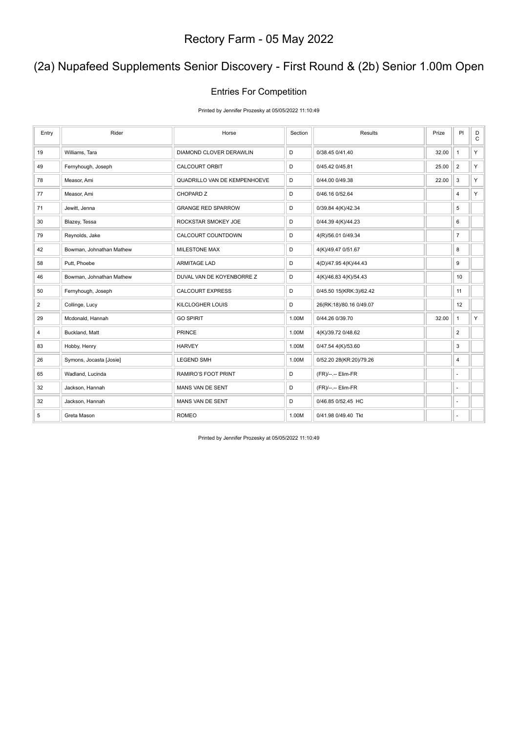# Rectory Farm - 05 May 2022

## (2a) Nupafeed Supplements Senior Discovery - First Round & (2b) Senior 1.00m Open

### Entries For Competition

Printed by Jennifer Prozesky at 05/05/2022 11:10:49

| Entry | Rider | Horse | Section | Results | Prize | Pl | DC |
|---|---|---|---|---|---|---|---|
| 19 | Williams, Tara | DIAMOND CLOVER DERAWLIN | D | 0/38.45 0/41.40 | 32.00 | 1 | Y |
| 49 | Fernyhough, Joseph | CALCOURT ORBIT | D | 0/45.42 0/45.81 | 25.00 | 2 | Y |
| 78 | Measor, Ami | QUADRILLO VAN DE KEMPENHOEVE | D | 0/44.00 0/49.38 | 22.00 | 3 | Y |
| 77 | Measor, Ami | CHOPARD Z | D | 0/46.16 0/52.64 | | 4 | Y |
| 71 | Jewitt, Jenna | GRANGE RED SPARROW | D | 0/39.84 4(K)/42.34 | | 5 | |
| 30 | Blazey, Tessa | ROCKSTAR SMOKEY JOE | D | 0/44.39 4(K)/44.23 | | 6 | |
| 79 | Reynolds, Jake | CALCOURT COUNTDOWN | D | 4(R)/56.01 0/49.34 | | 7 | |
| 42 | Bowman, Johnathan Mathew | MILESTONE MAX | D | 4(K)/49.47 0/51.67 | | 8 | |
| 58 | Putt, Phoebe | ARMITAGE LAD | D | 4(D)/47.95 4(K)/44.43 | | 9 | |
| 46 | Bowman, Johnathan Mathew | DUVAL VAN DE KOYENBORRE Z | D | 4(K)/46.83 4(K)/54.43 | | 10 | |
| 50 | Fernyhough, Joseph | CALCOURT EXPRESS | D | 0/45.50 15(KRK:3)/62.42 | | 11 | |
| 2 | Collinge, Lucy | KILCLOGHER LOUIS | D | 26(RK:18)/80.16 0/49.07 | | 12 | |
| 29 | Mcdonald, Hannah | GO SPIRIT | 1.00M | 0/44.26 0/39.70 | 32.00 | 1 | Y |
| 4 | Buckland, Matt | PRINCE | 1.00M | 4(K)/39.72 0/48.62 | | 2 | |
| 83 | Hobby, Henry | HARVEY | 1.00M | 0/47.54 4(K)/53.60 | | 3 | |
| 26 | Symons, Jocasta [Josie] | LEGEND SMH | 1.00M | 0/52.20 28(KR:20)/79.26 | | 4 | |
| 65 | Wadland, Lucinda | RAMIRO'S FOOT PRINT | D | (FR)/--.-- Elim-FR | | - | |
| 32 | Jackson, Hannah | MANS VAN DE SENT | D | (FR)/--.-- Elim-FR | | - | |
| 32 | Jackson, Hannah | MANS VAN DE SENT | D | 0/46.85 0/52.45 HC | | - | |
| 5 | Greta Mason | ROMEO | 1.00M | 0/41.98 0/49.40 Tkt | | - | |

Printed by Jennifer Prozesky at 05/05/2022 11:10:49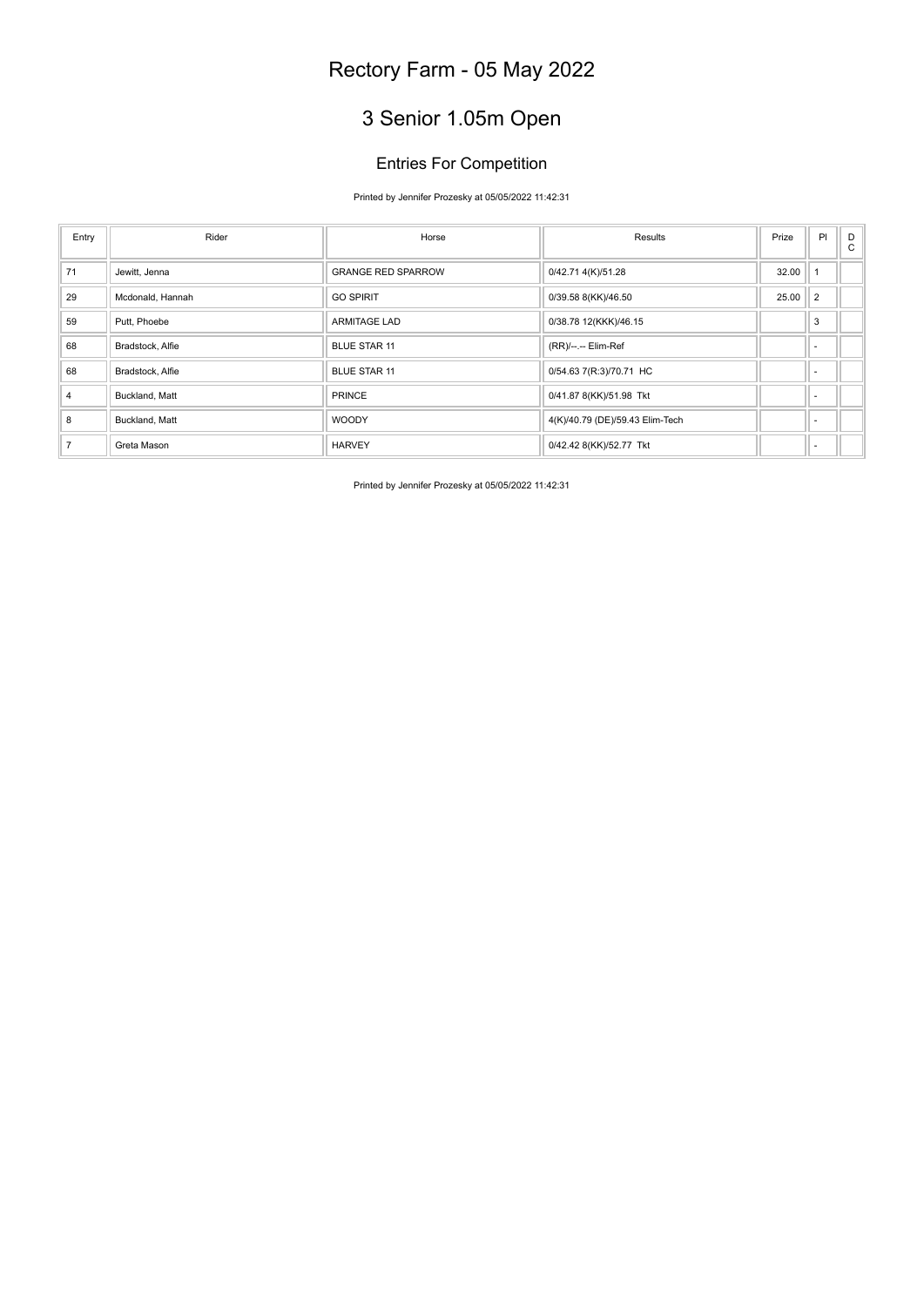# Rectory Farm - 05 May 2022

## 3 Senior 1.05m Open

### Entries For Competition

Printed by Jennifer Prozesky at 05/05/2022 11:42:31

| Entry | Rider | Horse | Results | Prize | Pl | DC |
|---|---|---|---|---|---|---|
| 71 | Jewitt, Jenna | GRANGE RED SPARROW | 0/42.71 4(K)/51.28 | 32.00 | 1 | |
| 29 | Mcdonald, Hannah | GO SPIRIT | 0/39.58 8(KK)/46.50 | 25.00 | 2 | |
| 59 | Putt, Phoebe | ARMITAGE LAD | 0/38.78 12(KKK)/46.15 | | 3 | |
| 68 | Bradstock, Alfie | BLUE STAR 11 | (RR)/--.-- Elim-Ref | | - | |
| 68 | Bradstock, Alfie | BLUE STAR 11 | 0/54.63 7(R:3)/70.71 HC | | - | |
| 4 | Buckland, Matt | PRINCE | 0/41.87 8(KK)/51.98 Tkt | | - | |
| 8 | Buckland, Matt | WOODY | 4(K)/40.79 (DE)/59.43 Elim-Tech | | - | |
| 7 | Greta Mason | HARVEY | 0/42.42 8(KK)/52.77 Tkt | | - | |

Printed by Jennifer Prozesky at 05/05/2022 11:42:31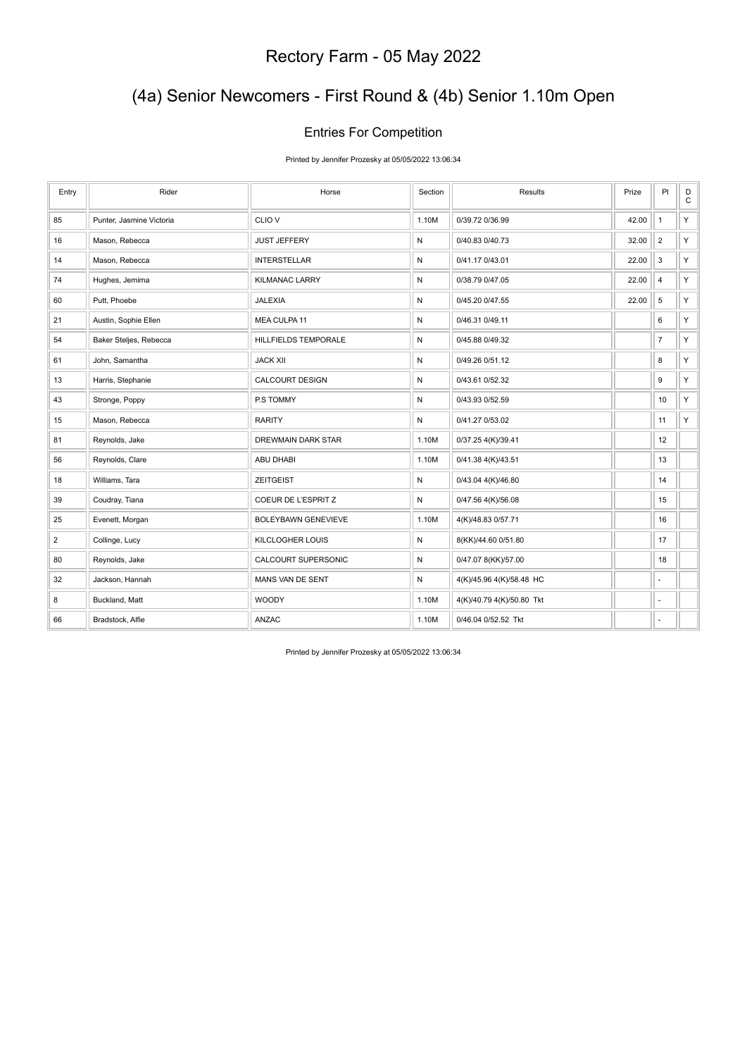# Rectory Farm - 05 May 2022

## (4a) Senior Newcomers - First Round & (4b) Senior 1.10m Open

### Entries For Competition

Printed by Jennifer Prozesky at 05/05/2022 13:06:34

| Entry | Rider | Horse | Section | Results | Prize | Pl | DC |
|---|---|---|---|---|---|---|---|
| 85 | Punter, Jasmine Victoria | CLIO V | 1.10M | 0/39.72 0/36.99 | 42.00 | 1 | Y |
| 16 | Mason, Rebecca | JUST JEFFERY | N | 0/40.83 0/40.73 | 32.00 | 2 | Y |
| 14 | Mason, Rebecca | INTERSTELLAR | N | 0/41.17 0/43.01 | 22.00 | 3 | Y |
| 74 | Hughes, Jemima | KILMANAC LARRY | N | 0/38.79 0/47.05 | 22.00 | 4 | Y |
| 60 | Putt, Phoebe | JALEXIA | N | 0/45.20 0/47.55 | 22.00 | 5 | Y |
| 21 | Austin, Sophie Ellen | MEA CULPA 11 | N | 0/46.31 0/49.11 | | 6 | Y |
| 54 | Baker Steljes, Rebecca | HILLFIELDS TEMPORALE | N | 0/45.88 0/49.32 | | 7 | Y |
| 61 | John, Samantha | JACK XII | N | 0/49.26 0/51.12 | | 8 | Y |
| 13 | Harris, Stephanie | CALCOURT DESIGN | N | 0/43.61 0/52.32 | | 9 | Y |
| 43 | Stronge, Poppy | P.S TOMMY | N | 0/43.93 0/52.59 | | 10 | Y |
| 15 | Mason, Rebecca | RARITY | N | 0/41.27 0/53.02 | | 11 | Y |
| 81 | Reynolds, Jake | DREWMAIN DARK STAR | 1.10M | 0/37.25 4(K)/39.41 | | 12 | |
| 56 | Reynolds, Clare | ABU DHABI | 1.10M | 0/41.38 4(K)/43.51 | | 13 | |
| 18 | Williams, Tara | ZEITGEIST | N | 0/43.04 4(K)/46.80 | | 14 | |
| 39 | Coudray, Tiana | COEUR DE L'ESPRIT Z | N | 0/47.56 4(K)/56.08 | | 15 | |
| 25 | Evenett, Morgan | BOLEYBAWN GENEVIEVE | 1.10M | 4(K)/48.83 0/57.71 | | 16 | |
| 2 | Collinge, Lucy | KILCLOGHER LOUIS | N | 8(KK)/44.60 0/51.80 | | 17 | |
| 80 | Reynolds, Jake | CALCOURT SUPERSONIC | N | 0/47.07 8(KK)/57.00 | | 18 | |
| 32 | Jackson, Hannah | MANS VAN DE SENT | N | 4(K)/45.96 4(K)/58.48 HC | | - | |
| 8 | Buckland, Matt | WOODY | 1.10M | 4(K)/40.79 4(K)/50.80 Tkt | | - | |
| 66 | Bradstock, Alfie | ANZAC | 1.10M | 0/46.04 0/52.52 Tkt | | - | |

Printed by Jennifer Prozesky at 05/05/2022 13:06:34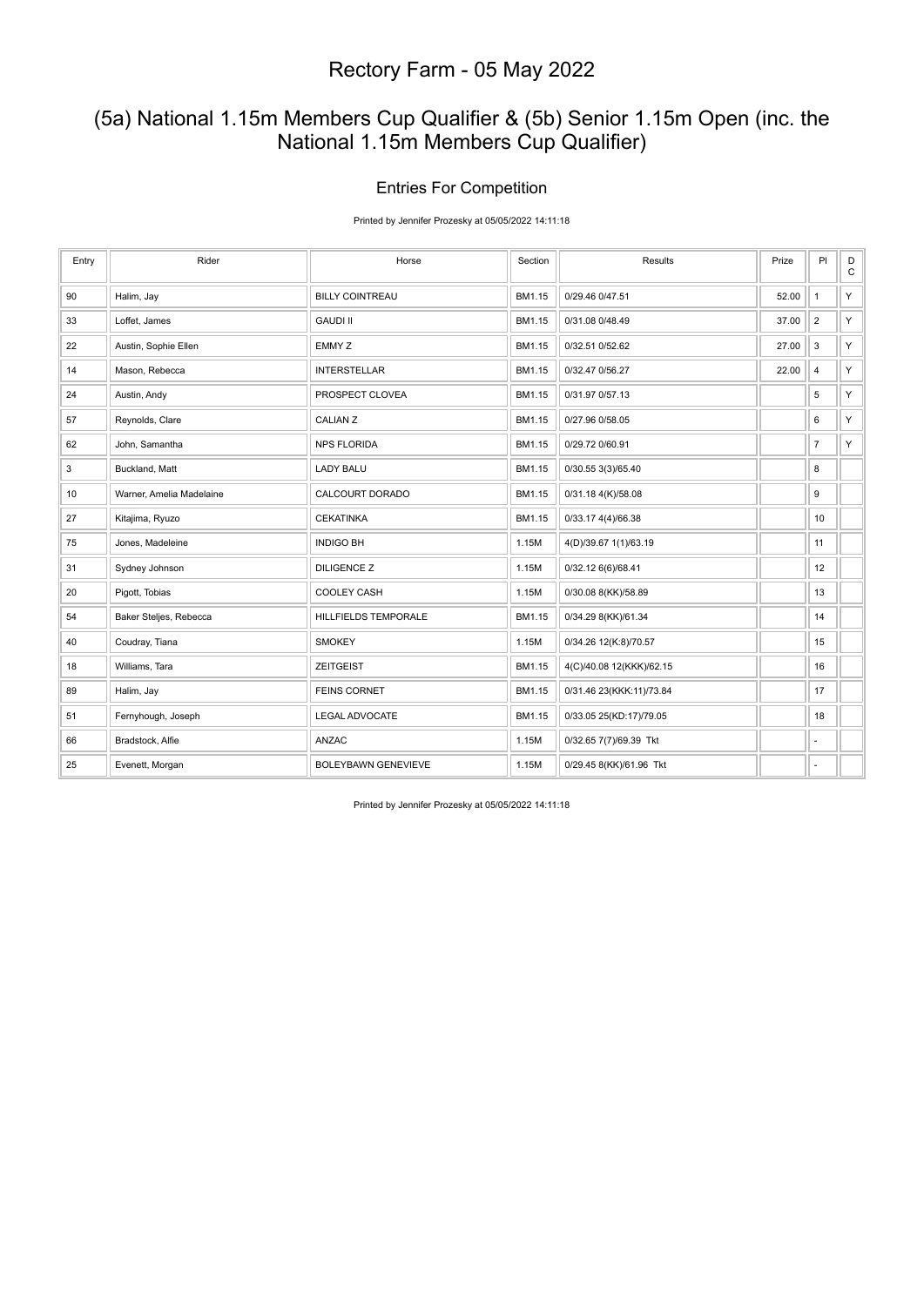# Rectory Farm - 05 May 2022

## (5a) National 1.15m Members Cup Qualifier & (5b) Senior 1.15m Open (inc. the National 1.15m Members Cup Qualifier)

### Entries For Competition

Printed by Jennifer Prozesky at 05/05/2022 14:11:18

| Entry | Rider | Horse | Section | Results | Prize | Pl | D C |
|---|---|---|---|---|---|---|---|
| 90 | Halim, Jay | BILLY COINTREAU | BM1.15 | 0/29.46 0/47.51 | 52.00 | 1 | Y |
| 33 | Loffet, James | GAUDI II | BM1.15 | 0/31.08 0/48.49 | 37.00 | 2 | Y |
| 22 | Austin, Sophie Ellen | EMMY Z | BM1.15 | 0/32.51 0/52.62 | 27.00 | 3 | Y |
| 14 | Mason, Rebecca | INTERSTELLAR | BM1.15 | 0/32.47 0/56.27 | 22.00 | 4 | Y |
| 24 | Austin, Andy | PROSPECT CLOVEA | BM1.15 | 0/31.97 0/57.13 | | 5 | Y |
| 57 | Reynolds, Clare | CALIAN Z | BM1.15 | 0/27.96 0/58.05 | | 6 | Y |
| 62 | John, Samantha | NPS FLORIDA | BM1.15 | 0/29.72 0/60.91 | | 7 | Y |
| 3 | Buckland, Matt | LADY BALU | BM1.15 | 0/30.55 3(3)/65.40 | | 8 | |
| 10 | Warner, Amelia Madelaine | CALCOURT DORADO | BM1.15 | 0/31.18 4(K)/58.08 | | 9 | |
| 27 | Kitajima, Ryuzo | CEKATINKA | BM1.15 | 0/33.17 4(4)/66.38 | | 10 | |
| 75 | Jones, Madeleine | INDIGO BH | 1.15M | 4(D)/39.67 1(1)/63.19 | | 11 | |
| 31 | Sydney Johnson | DILIGENCE Z | 1.15M | 0/32.12 6(6)/68.41 | | 12 | |
| 20 | Pigott, Tobias | COOLEY CASH | 1.15M | 0/30.08 8(KK)/58.89 | | 13 | |
| 54 | Baker Steljes, Rebecca | HILLFIELDS TEMPORALE | BM1.15 | 0/34.29 8(KK)/61.34 | | 14 | |
| 40 | Coudray, Tiana | SMOKEY | 1.15M | 0/34.26 12(K:8)/70.57 | | 15 | |
| 18 | Williams, Tara | ZEITGEIST | BM1.15 | 4(C)/40.08 12(KKK)/62.15 | | 16 | |
| 89 | Halim, Jay | FEINS CORNET | BM1.15 | 0/31.46 23(KKK:11)/73.84 | | 17 | |
| 51 | Fernyhough, Joseph | LEGAL ADVOCATE | BM1.15 | 0/33.05 25(KD:17)/79.05 | | 18 | |
| 66 | Bradstock, Alfie | ANZAC | 1.15M | 0/32.65 7(7)/69.39 Tkt | | - | |
| 25 | Evenett, Morgan | BOLEYBAWN GENEVIEVE | 1.15M | 0/29.45 8(KK)/61.96 Tkt | | - | |

Printed by Jennifer Prozesky at 05/05/2022 14:11:18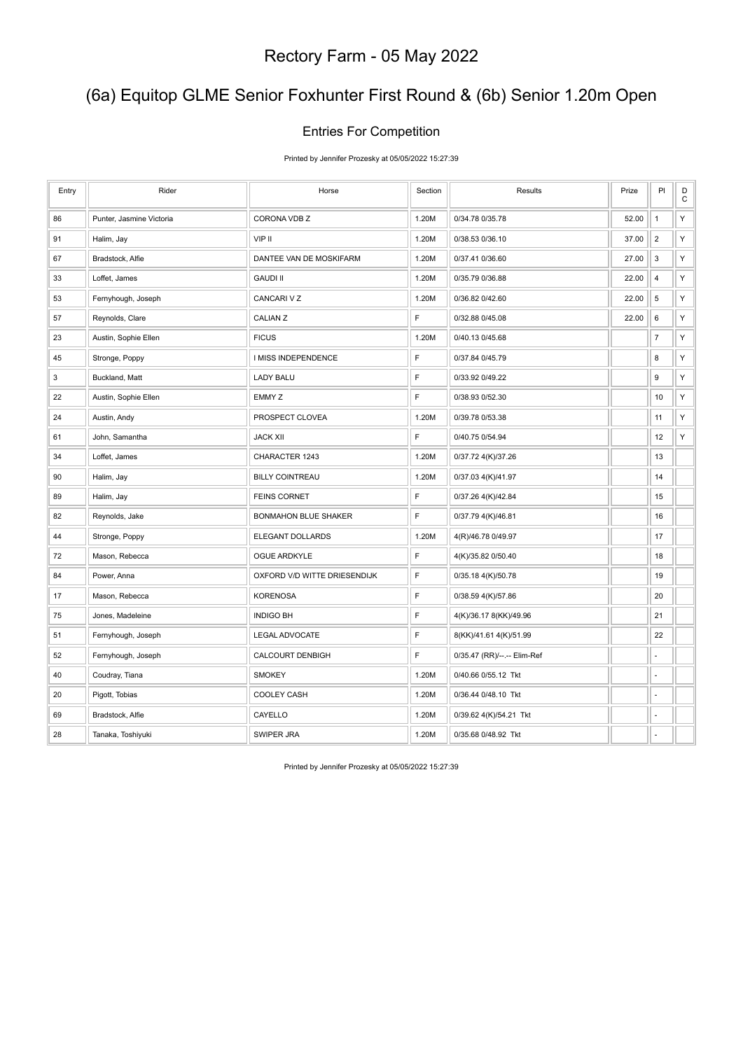# Rectory Farm - 05 May 2022

## (6a) Equitop GLME Senior Foxhunter First Round & (6b) Senior 1.20m Open

### Entries For Competition

Printed by Jennifer Prozesky at 05/05/2022 15:27:39

| Entry | Rider | Horse | Section | Results | Prize | Pl | DC |
|---|---|---|---|---|---|---|---|
| 86 | Punter, Jasmine Victoria | CORONA VDB Z | 1.20M | 0/34.78 0/35.78 | 52.00 | 1 | Y |
| 91 | Halim, Jay | VIP II | 1.20M | 0/38.53 0/36.10 | 37.00 | 2 | Y |
| 67 | Bradstock, Alfie | DANTEE VAN DE MOSKIFARM | 1.20M | 0/37.41 0/36.60 | 27.00 | 3 | Y |
| 33 | Loffet, James | GAUDI II | 1.20M | 0/35.79 0/36.88 | 22.00 | 4 | Y |
| 53 | Fernyhough, Joseph | CANCARI V Z | 1.20M | 0/36.82 0/42.60 | 22.00 | 5 | Y |
| 57 | Reynolds, Clare | CALIAN Z | F | 0/32.88 0/45.08 | 22.00 | 6 | Y |
| 23 | Austin, Sophie Ellen | FICUS | 1.20M | 0/40.13 0/45.68 | | 7 | Y |
| 45 | Stronge, Poppy | I MISS INDEPENDENCE | F | 0/37.84 0/45.79 | | 8 | Y |
| 3 | Buckland, Matt | LADY BALU | F | 0/33.92 0/49.22 | | 9 | Y |
| 22 | Austin, Sophie Ellen | EMMY Z | F | 0/38.93 0/52.30 | | 10 | Y |
| 24 | Austin, Andy | PROSPECT CLOVEA | 1.20M | 0/39.78 0/53.38 | | 11 | Y |
| 61 | John, Samantha | JACK XII | F | 0/40.75 0/54.94 | | 12 | Y |
| 34 | Loffet, James | CHARACTER 1243 | 1.20M | 0/37.72 4(K)/37.26 | | 13 | |
| 90 | Halim, Jay | BILLY COINTREAU | 1.20M | 0/37.03 4(K)/41.97 | | 14 | |
| 89 | Halim, Jay | FEINS CORNET | F | 0/37.26 4(K)/42.84 | | 15 | |
| 82 | Reynolds, Jake | BONMAHON BLUE SHAKER | F | 0/37.79 4(K)/46.81 | | 16 | |
| 44 | Stronge, Poppy | ELEGANT DOLLARDS | 1.20M | 4(R)/46.78 0/49.97 | | 17 | |
| 72 | Mason, Rebecca | OGUE ARDKYLE | F | 4(K)/35.82 0/50.40 | | 18 | |
| 84 | Power, Anna | OXFORD V/D WITTE DRIESENDIJK | F | 0/35.18 4(K)/50.78 | | 19 | |
| 17 | Mason, Rebecca | KORENOSA | F | 0/38.59 4(K)/57.86 | | 20 | |
| 75 | Jones, Madeleine | INDIGO BH | F | 4(K)/36.17 8(KK)/49.96 | | 21 | |
| 51 | Fernyhough, Joseph | LEGAL ADVOCATE | F | 8(KK)/41.61 4(K)/51.99 | | 22 | |
| 52 | Fernyhough, Joseph | CALCOURT DENBIGH | F | 0/35.47 (RR)/--.-- Elim-Ref | | - | |
| 40 | Coudray, Tiana | SMOKEY | 1.20M | 0/40.66 0/55.12 Tkt | | - | |
| 20 | Pigott, Tobias | COOLEY CASH | 1.20M | 0/36.44 0/48.10 Tkt | | - | |
| 69 | Bradstock, Alfie | CAYELLO | 1.20M | 0/39.62 4(K)/54.21 Tkt | | - | |
| 28 | Tanaka, Toshiyuki | SWIPER JRA | 1.20M | 0/35.68 0/48.92 Tkt | | - | |

Printed by Jennifer Prozesky at 05/05/2022 15:27:39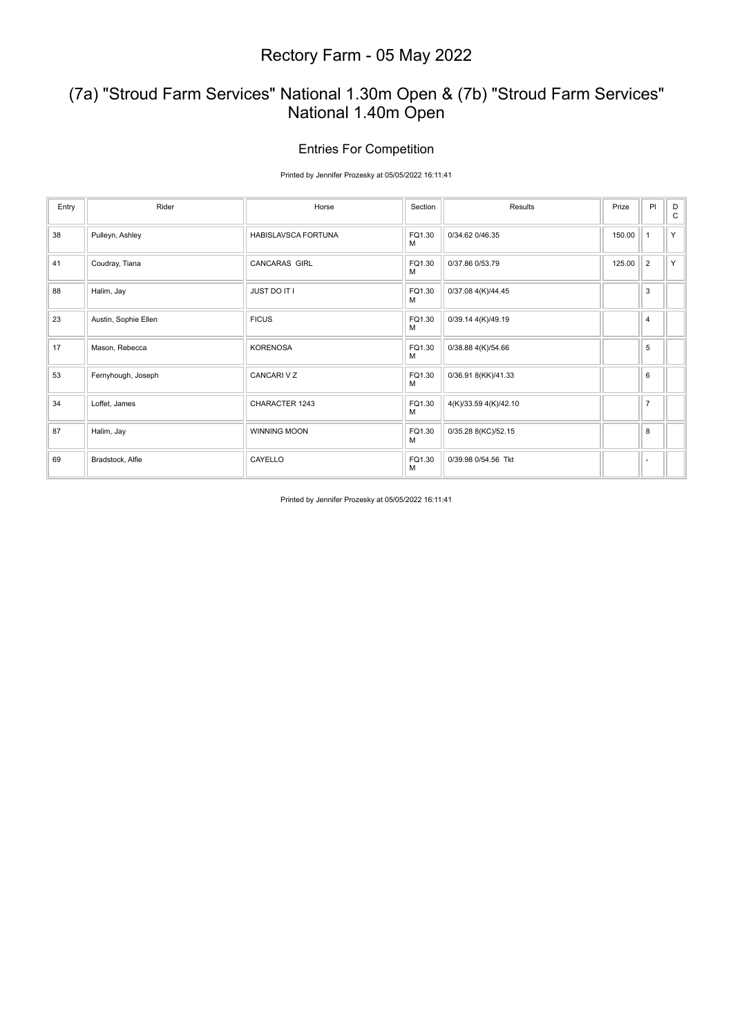# Rectory Farm - 05 May 2022

## (7a) "Stroud Farm Services" National 1.30m Open & (7b) "Stroud Farm Services" National 1.40m Open

### Entries For Competition

Printed by Jennifer Prozesky at 05/05/2022 16:11:41

| Entry | Rider | Horse | Section | Results | Prize | Pl | DC |
|---|---|---|---|---|---|---|---|
| 38 | Pulleyn, Ashley | HABISLAVSCA FORTUNA | FQ1.30M | 0/34.62 0/46.35 | 150.00 | 1 | Y |
| 41 | Coudray, Tiana | CANCARAS GIRL | FQ1.30M | 0/37.86 0/53.79 | 125.00 | 2 | Y |
| 88 | Halim, Jay | JUST DO IT I | FQ1.30M | 0/37.08 4(K)/44.45 | | 3 | |
| 23 | Austin, Sophie Ellen | FICUS | FQ1.30M | 0/39.14 4(K)/49.19 | | 4 | |
| 17 | Mason, Rebecca | KORENOSA | FQ1.30M | 0/38.88 4(K)/54.66 | | 5 | |
| 53 | Fernyhough, Joseph | CANCARI V Z | FQ1.30M | 0/36.91 8(KK)/41.33 | | 6 | |
| 34 | Loffet, James | CHARACTER 1243 | FQ1.30M | 4(K)/33.59 4(K)/42.10 | | 7 | |
| 87 | Halim, Jay | WINNING MOON | FQ1.30M | 0/35.28 8(KC)/52.15 | | 8 | |
| 69 | Bradstock, Alfie | CAYELLO | FQ1.30M | 0/39.98 0/54.56 Tkt | | - | |

Printed by Jennifer Prozesky at 05/05/2022 16:11:41